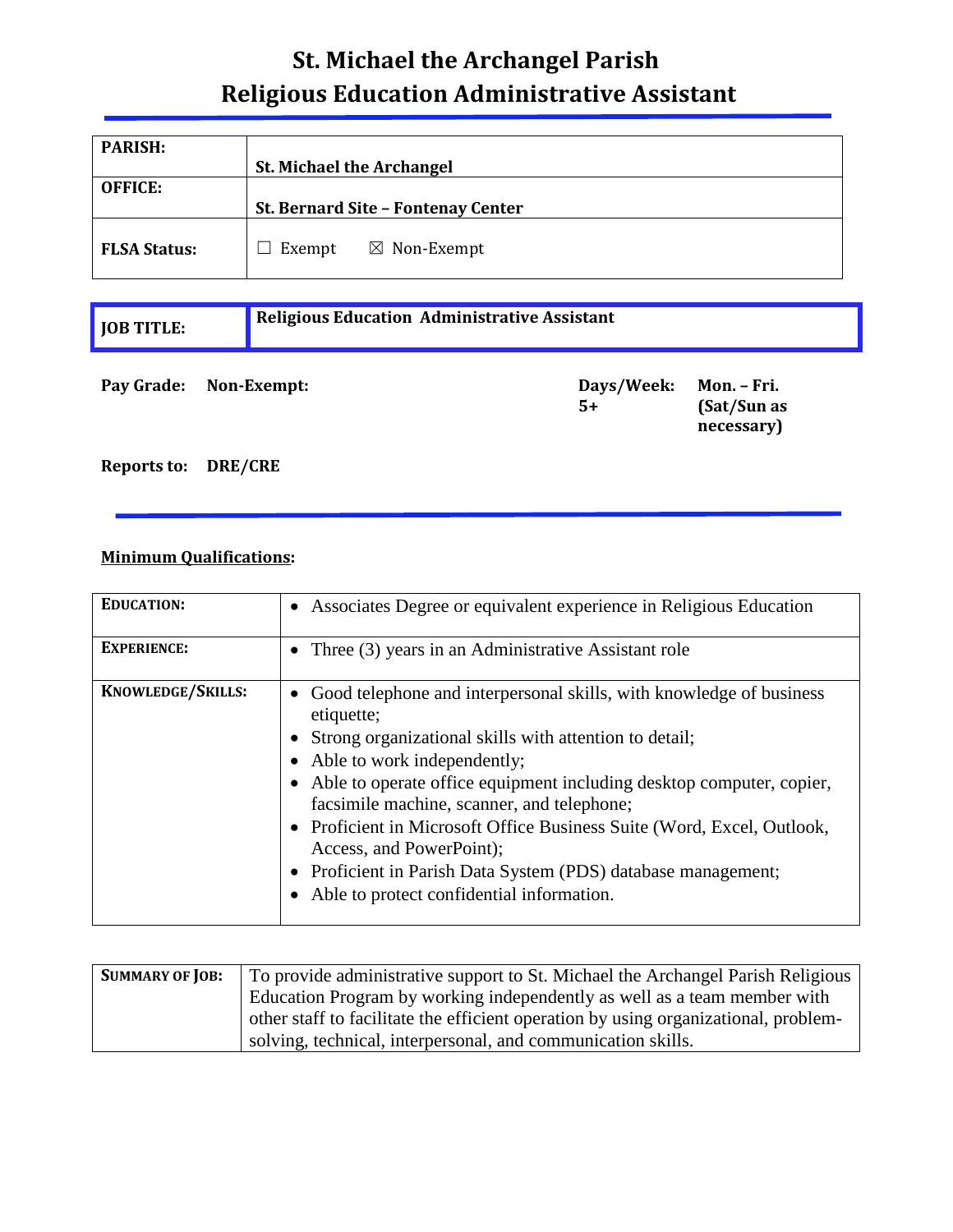# St. Michael the Archangel Parish
# Religious Education Administrative Assistant

| | |
|---|---|
| **PARISH:** | **St. Michael the Archangel** |
| **OFFICE:** | **St. Bernard Site – Fontenay Center** |
| **FLSA Status:** | ☐ Exempt ☒ Non-Exempt |

| | |
|---|---|
| **JOB TITLE:** | **Religious Education Administrative Assistant** |

**Pay Grade:** **Non-Exempt:**

**Days/Week: 5+** **Mon. – Fri. (Sat/Sun as necessary)**

**Reports to:** **DRE/CRE**

**Minimum Qualifications:**

| | |
|---|---|
| **EDUCATION:** | • Associates Degree or equivalent experience in Religious Education |
| **EXPERIENCE:** | • Three (3) years in an Administrative Assistant role |
| **KNOWLEDGE/SKILLS:** | • Good telephone and interpersonal skills, with knowledge of business etiquette;<br>• Strong organizational skills with attention to detail;<br>• Able to work independently;<br>• Able to operate office equipment including desktop computer, copier, facsimile machine, scanner, and telephone;<br>• Proficient in Microsoft Office Business Suite (Word, Excel, Outlook, Access, and PowerPoint);<br>• Proficient in Parish Data System (PDS) database management;<br>• Able to protect confidential information. |

| | |
|---|---|
| **SUMMARY OF JOB:** | To provide administrative support to St. Michael the Archangel Parish Religious Education Program by working independently as well as a team member with other staff to facilitate the efficient operation by using organizational, problem-solving, technical, interpersonal, and communication skills. |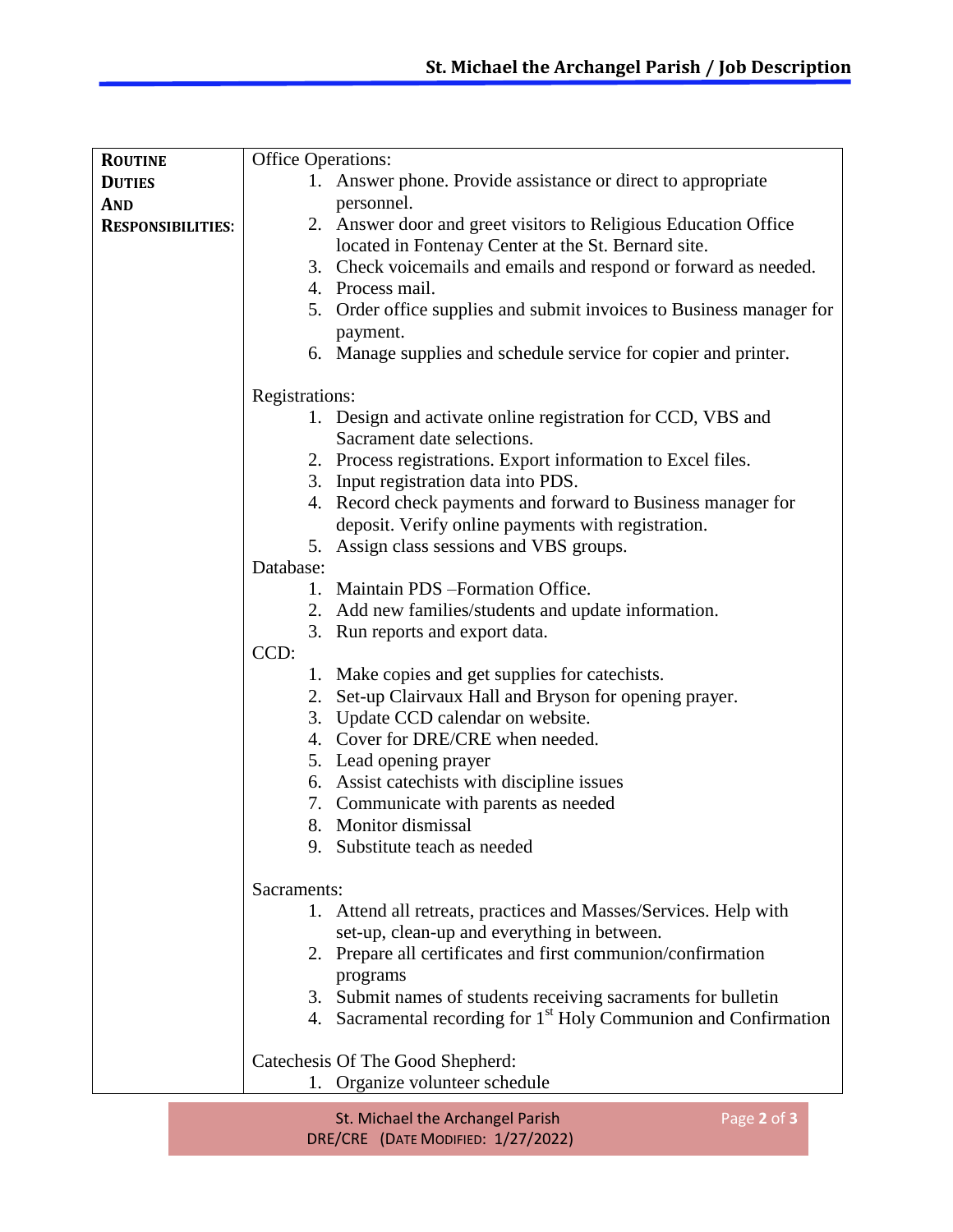| **ROUTINE DUTIES AND RESPONSIBILITIES:** | Office Operations:<br>1. Answer phone. Provide assistance or direct to appropriate personnel.<br>2. Answer door and greet visitors to Religious Education Office located in Fontenay Center at the St. Bernard site.<br>3. Check voicemails and emails and respond or forward as needed.<br>4. Process mail.<br>5. Order office supplies and submit invoices to Business manager for payment.<br>6. Manage supplies and schedule service for copier and printer.<br><br>Registrations:<br>1. Design and activate online registration for CCD, VBS and Sacrament date selections.<br>2. Process registrations. Export information to Excel files.<br>3. Input registration data into PDS.<br>4. Record check payments and forward to Business manager for deposit. Verify online payments with registration.<br>5. Assign class sessions and VBS groups.<br>Database:<br>1. Maintain PDS –Formation Office.<br>2. Add new families/students and update information.<br>3. Run reports and export data.<br>CCD:<br>1. Make copies and get supplies for catechists.<br>2. Set-up Clairvaux Hall and Bryson for opening prayer.<br>3. Update CCD calendar on website.<br>4. Cover for DRE/CRE when needed.<br>5. Lead opening prayer<br>6. Assist catechists with discipline issues<br>7. Communicate with parents as needed<br>8. Monitor dismissal<br>9. Substitute teach as needed<br><br>Sacraments:<br>1. Attend all retreats, practices and Masses/Services. Help with set-up, clean-up and everything in between.<br>2. Prepare all certificates and first communion/confirmation programs<br>3. Submit names of students receiving sacraments for bulletin<br>4. Sacramental recording for 1st Holy Communion and Confirmation<br><br>Catechesis Of The Good Shepherd:<br>1. Organize volunteer schedule |
|---|---|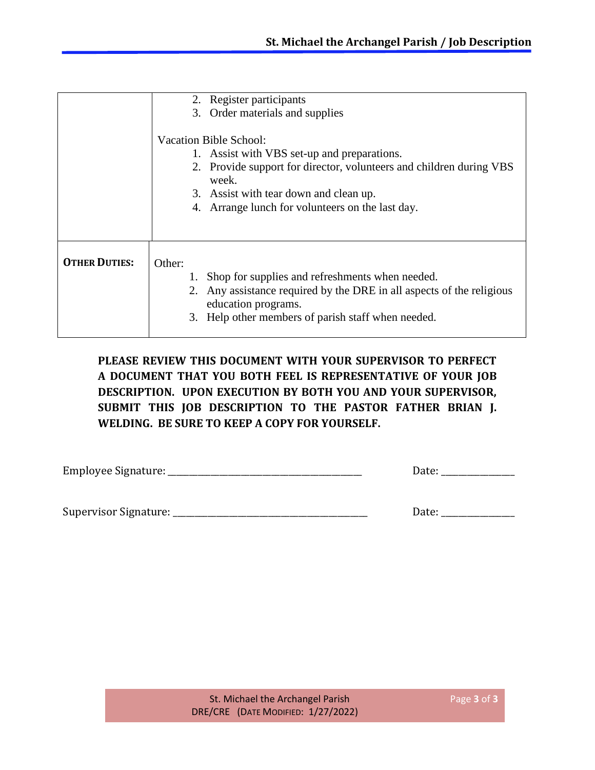| | |
|---|---|
| | 2. Register participants<br>3. Order materials and supplies<br><br>Vacation Bible School:<br>1. Assist with VBS set-up and preparations.<br>2. Provide support for director, volunteers and children during VBS week.<br>3. Assist with tear down and clean up.<br>4. Arrange lunch for volunteers on the last day. |
| **OTHER DUTIES:** | Other:<br>1. Shop for supplies and refreshments when needed.<br>2. Any assistance required by the DRE in all aspects of the religious education programs.<br>3. Help other members of parish staff when needed. |

**PLEASE REVIEW THIS DOCUMENT WITH YOUR SUPERVISOR TO PERFECT A DOCUMENT THAT YOU BOTH FEEL IS REPRESENTATIVE OF YOUR JOB DESCRIPTION. UPON EXECUTION BY BOTH YOU AND YOUR SUPERVISOR, SUBMIT THIS JOB DESCRIPTION TO THE PASTOR FATHER BRIAN J. WELDING. BE SURE TO KEEP A COPY FOR YOURSELF.**

Employee Signature: ________________________________________ Date: _______________

Supervisor Signature: ________________________________________ Date: _______________